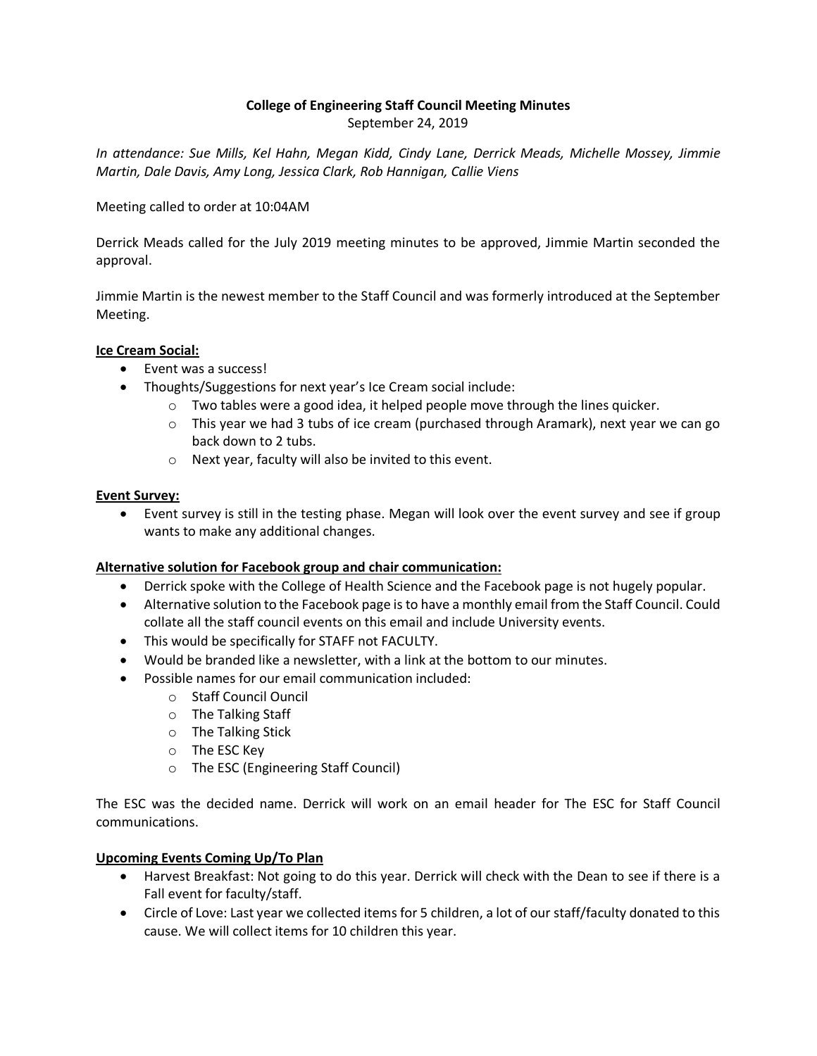**College of Engineering Staff Council Meeting Minutes**
September 24, 2019

*In attendance: Sue Mills, Kel Hahn, Megan Kidd, Cindy Lane, Derrick Meads, Michelle Mossey, Jimmie Martin, Dale Davis, Amy Long, Jessica Clark, Rob Hannigan, Callie Viens*

Meeting called to order at 10:04AM

Derrick Meads called for the July 2019 meeting minutes to be approved, Jimmie Martin seconded the approval.

Jimmie Martin is the newest member to the Staff Council and was formerly introduced at the September Meeting.

**Ice Cream Social:**

- Event was a success!
- Thoughts/Suggestions for next year's Ice Cream social include:
  - Two tables were a good idea, it helped people move through the lines quicker.
  - This year we had 3 tubs of ice cream (purchased through Aramark), next year we can go back down to 2 tubs.
  - Next year, faculty will also be invited to this event.

**Event Survey:**

- Event survey is still in the testing phase. Megan will look over the event survey and see if group wants to make any additional changes.

**Alternative solution for Facebook group and chair communication:**

- Derrick spoke with the College of Health Science and the Facebook page is not hugely popular.
- Alternative solution to the Facebook page is to have a monthly email from the Staff Council. Could collate all the staff council events on this email and include University events.
- This would be specifically for STAFF not FACULTY.
- Would be branded like a newsletter, with a link at the bottom to our minutes.
- Possible names for our email communication included:
  - Staff Council Ouncil
  - The Talking Staff
  - The Talking Stick
  - The ESC Key
  - The ESC (Engineering Staff Council)

The ESC was the decided name. Derrick will work on an email header for The ESC for Staff Council communications.

**Upcoming Events Coming Up/To Plan**

- Harvest Breakfast: Not going to do this year. Derrick will check with the Dean to see if there is a Fall event for faculty/staff.
- Circle of Love: Last year we collected items for 5 children, a lot of our staff/faculty donated to this cause. We will collect items for 10 children this year.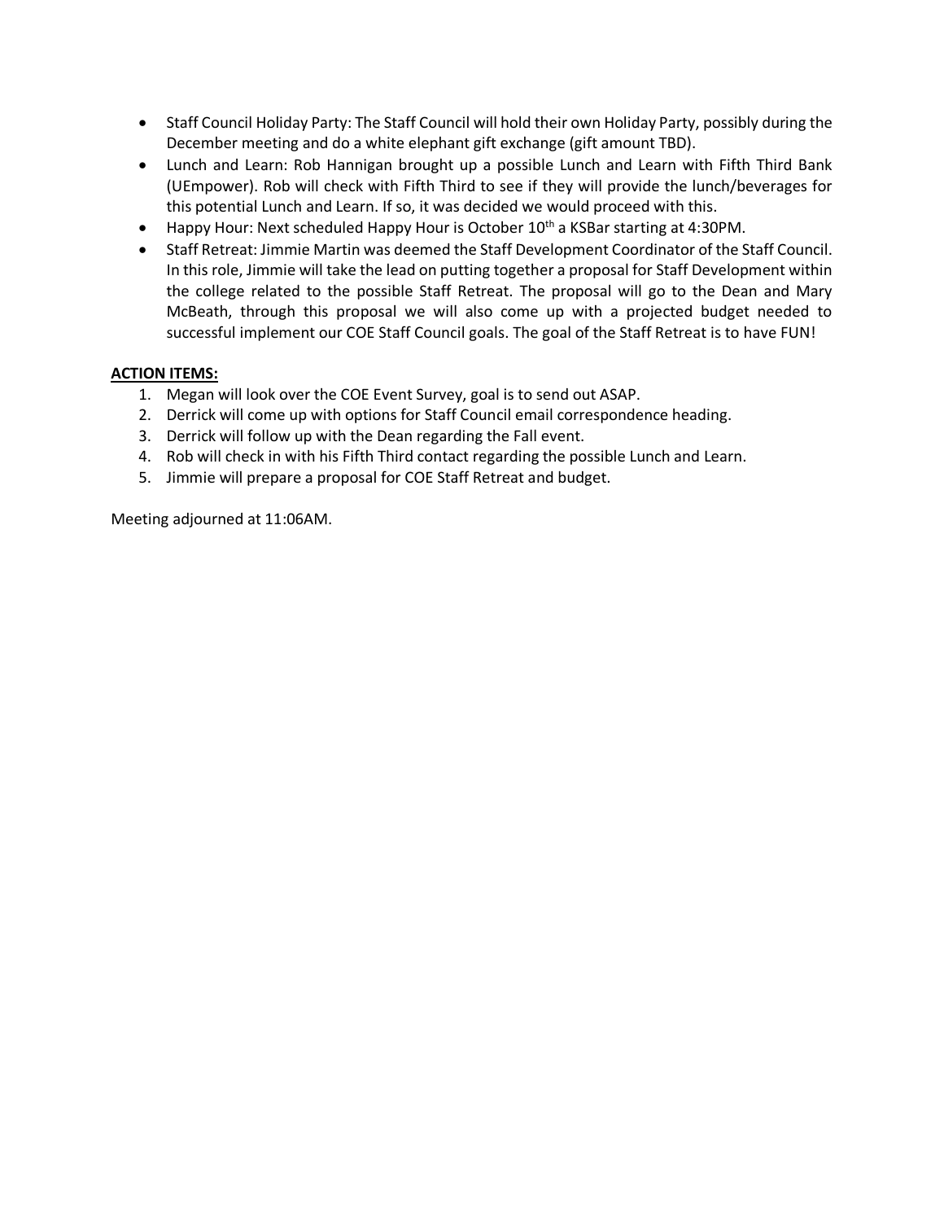- Staff Council Holiday Party: The Staff Council will hold their own Holiday Party, possibly during the December meeting and do a white elephant gift exchange (gift amount TBD).
- Lunch and Learn: Rob Hannigan brought up a possible Lunch and Learn with Fifth Third Bank (UEmpower). Rob will check with Fifth Third to see if they will provide the lunch/beverages for this potential Lunch and Learn. If so, it was decided we would proceed with this.
- Happy Hour: Next scheduled Happy Hour is October 10th a KSBar starting at 4:30PM.
- Staff Retreat: Jimmie Martin was deemed the Staff Development Coordinator of the Staff Council. In this role, Jimmie will take the lead on putting together a proposal for Staff Development within the college related to the possible Staff Retreat. The proposal will go to the Dean and Mary McBeath, through this proposal we will also come up with a projected budget needed to successful implement our COE Staff Council goals. The goal of the Staff Retreat is to have FUN!

**ACTION ITEMS:**

1. Megan will look over the COE Event Survey, goal is to send out ASAP.
2. Derrick will come up with options for Staff Council email correspondence heading.
3. Derrick will follow up with the Dean regarding the Fall event.
4. Rob will check in with his Fifth Third contact regarding the possible Lunch and Learn.
5. Jimmie will prepare a proposal for COE Staff Retreat and budget.

Meeting adjourned at 11:06AM.